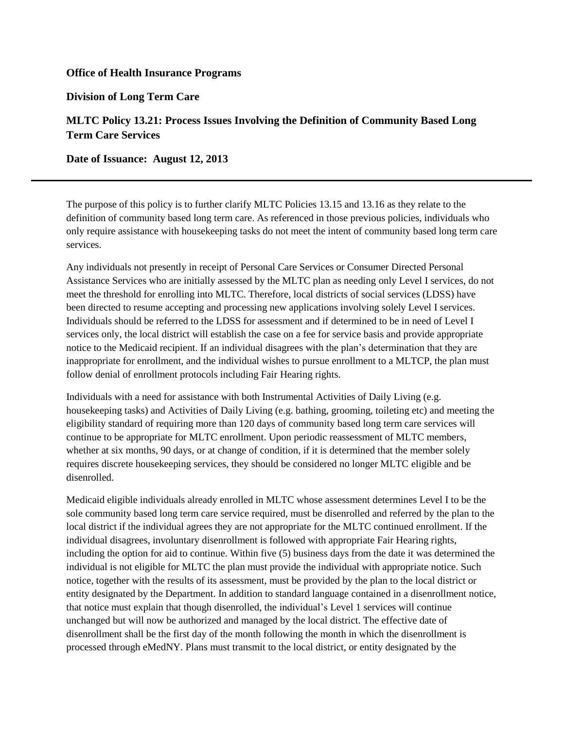**Office of Health Insurance Programs**

**Division of Long Term Care**

**MLTC Policy 13.21: Process Issues Involving the Definition of Community Based Long Term Care Services**

**Date of Issuance: August 12, 2013**

---

The purpose of this policy is to further clarify MLTC Policies 13.15 and 13.16 as they relate to the definition of community based long term care. As referenced in those previous policies, individuals who only require assistance with housekeeping tasks do not meet the intent of community based long term care services.

Any individuals not presently in receipt of Personal Care Services or Consumer Directed Personal Assistance Services who are initially assessed by the MLTC plan as needing only Level I services, do not meet the threshold for enrolling into MLTC. Therefore, local districts of social services (LDSS) have been directed to resume accepting and processing new applications involving solely Level I services. Individuals should be referred to the LDSS for assessment and if determined to be in need of Level I services only, the local district will establish the case on a fee for service basis and provide appropriate notice to the Medicaid recipient. If an individual disagrees with the plan's determination that they are inappropriate for enrollment, and the individual wishes to pursue enrollment to a MLTCP, the plan must follow denial of enrollment protocols including Fair Hearing rights.

Individuals with a need for assistance with both Instrumental Activities of Daily Living (e.g. housekeeping tasks) and Activities of Daily Living (e.g. bathing, grooming, toileting etc) and meeting the eligibility standard of requiring more than 120 days of community based long term care services will continue to be appropriate for MLTC enrollment. Upon periodic reassessment of MLTC members, whether at six months, 90 days, or at change of condition, if it is determined that the member solely requires discrete housekeeping services, they should be considered no longer MLTC eligible and be disenrolled.

Medicaid eligible individuals already enrolled in MLTC whose assessment determines Level I to be the sole community based long term care service required, must be disenrolled and referred by the plan to the local district if the individual agrees they are not appropriate for the MLTC continued enrollment. If the individual disagrees, involuntary disenrollment is followed with appropriate Fair Hearing rights, including the option for aid to continue. Within five (5) business days from the date it was determined the individual is not eligible for MLTC the plan must provide the individual with appropriate notice. Such notice, together with the results of its assessment, must be provided by the plan to the local district or entity designated by the Department. In addition to standard language contained in a disenrollment notice, that notice must explain that though disenrolled, the individual's Level 1 services will continue unchanged but will now be authorized and managed by the local district. The effective date of disenrollment shall be the first day of the month following the month in which the disenrollment is processed through eMedNY. Plans must transmit to the local district, or entity designated by the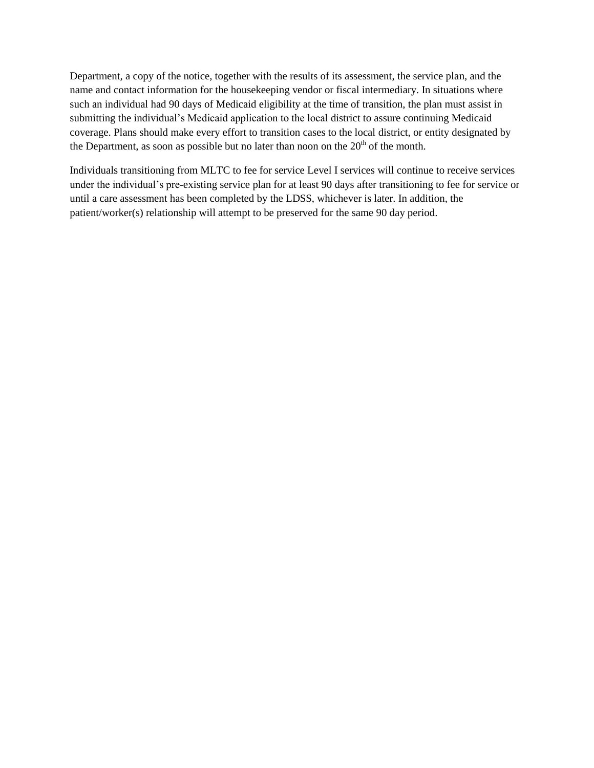Department, a copy of the notice, together with the results of its assessment, the service plan, and the name and contact information for the housekeeping vendor or fiscal intermediary. In situations where such an individual had 90 days of Medicaid eligibility at the time of transition, the plan must assist in submitting the individual's Medicaid application to the local district to assure continuing Medicaid coverage. Plans should make every effort to transition cases to the local district, or entity designated by the Department, as soon as possible but no later than noon on the 20th of the month.

Individuals transitioning from MLTC to fee for service Level I services will continue to receive services under the individual's pre-existing service plan for at least 90 days after transitioning to fee for service or until a care assessment has been completed by the LDSS, whichever is later. In addition, the patient/worker(s) relationship will attempt to be preserved for the same 90 day period.